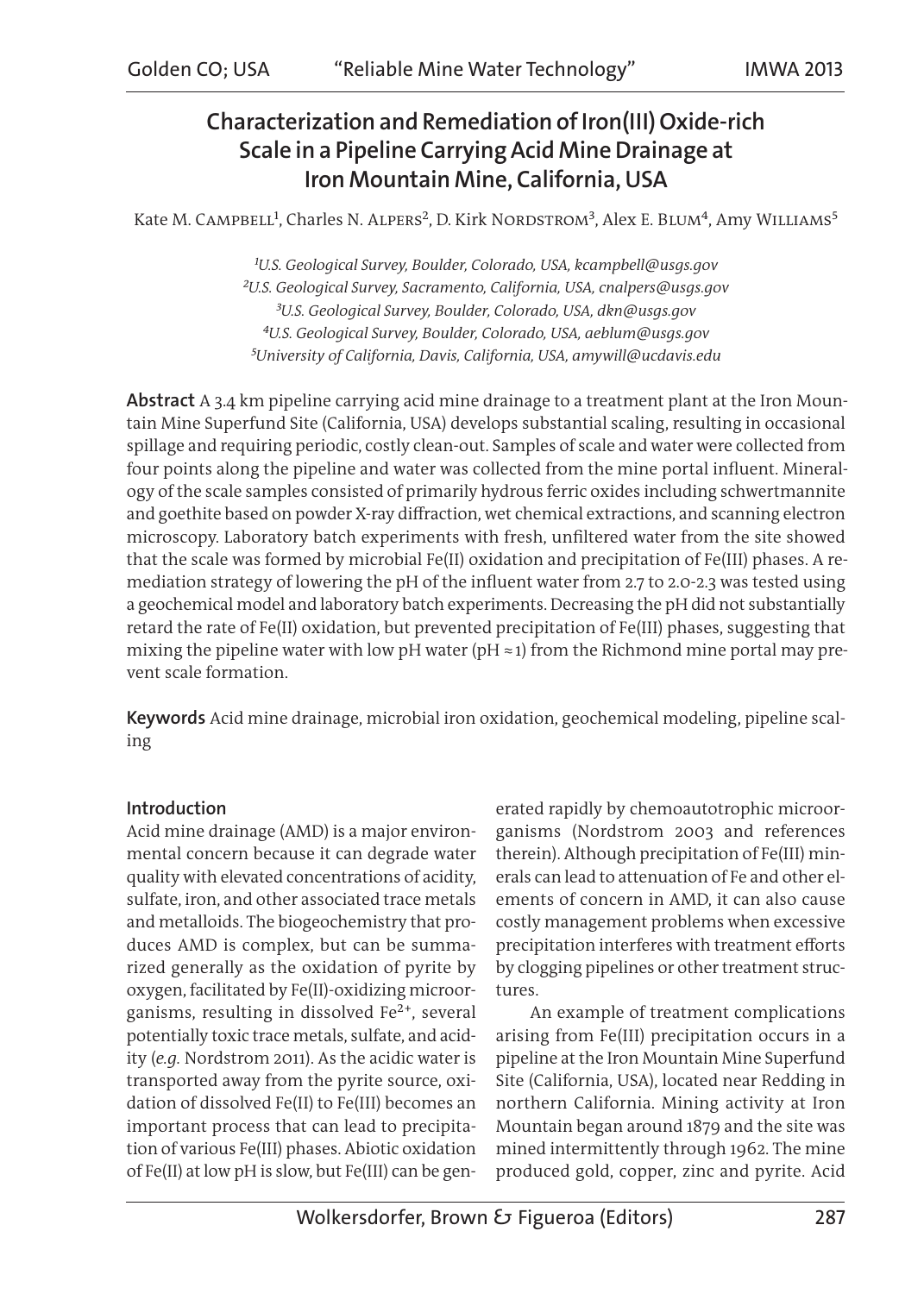# Characterization and Remediation of Iron(III) Oxide-rich Scale in a Pipeline Carrying Acid Mine Drainage at Iron Mountain Mine, California, USA

Kate M. Campbell[1], Charles N. Alpers[2], D. Kirk Nordstrom[3], Alex E. Blum[4], Amy Williams[5]

[1]*U.S. Geological Survey, Boulder, Colorado, USA, kcampbell@usgs.gov*
[2]*U.S. Geological Survey, Sacramento, California, USA, cnalpers@usgs.gov*
[3]*U.S. Geological Survey, Boulder, Colorado, USA, dkn@usgs.gov*
[4]*U.S. Geological Survey, Boulder, Colorado, USA, aeblum@usgs.gov*
[5]*University of California, Davis, California, USA, amywill@ucdavis.edu*

**Abstract** A 3.4 km pipeline carrying acid mine drainage to a treatment plant at the Iron Mountain Mine Superfund Site (California, USA) develops substantial scaling, resulting in occasional spillage and requiring periodic, costly clean-out. Samples of scale and water were collected from four points along the pipeline and water was collected from the mine portal influent. Mineralogy of the scale samples consisted of primarily hydrous ferric oxides including schwertmannite and goethite based on powder X-ray diffraction, wet chemical extractions, and scanning electron microscopy. Laboratory batch experiments with fresh, unfiltered water from the site showed that the scale was formed by microbial Fe(II) oxidation and precipitation of Fe(III) phases. A remediation strategy of lowering the pH of the influent water from 2.7 to 2.0-2.3 was tested using a geochemical model and laboratory batch experiments. Decreasing the pH did not substantially retard the rate of Fe(II) oxidation, but prevented precipitation of Fe(III) phases, suggesting that mixing the pipeline water with low pH water (pH ≈ 1) from the Richmond mine portal may prevent scale formation.

**Keywords** Acid mine drainage, microbial iron oxidation, geochemical modeling, pipeline scaling

## Introduction

Acid mine drainage (AMD) is a major environmental concern because it can degrade water quality with elevated concentrations of acidity, sulfate, iron, and other associated trace metals and metalloids. The biogeochemistry that produces AMD is complex, but can be summarized generally as the oxidation of pyrite by oxygen, facilitated by Fe(II)-oxidizing microorganisms, resulting in dissolved $Fe^{2+}$, several potentially toxic trace metals, sulfate, and acidity (*e.g.* Nordstrom 2011). As the acidic water is transported away from the pyrite source, oxidation of dissolved Fe(II) to Fe(III) becomes an important process that can lead to precipitation of various Fe(III) phases. Abiotic oxidation of Fe(II) at low pH is slow, but Fe(III) can be generated rapidly by chemoautotrophic microorganisms (Nordstrom 2003 and references therein). Although precipitation of Fe(III) minerals can lead to attenuation of Fe and other elements of concern in AMD, it can also cause costly management problems when excessive precipitation interferes with treatment efforts by clogging pipelines or other treatment structures.

An example of treatment complications arising from Fe(III) precipitation occurs in a pipeline at the Iron Mountain Mine Superfund Site (California, USA), located near Redding in northern California. Mining activity at Iron Mountain began around 1879 and the site was mined intermittently through 1962. The mine produced gold, copper, zinc and pyrite. Acid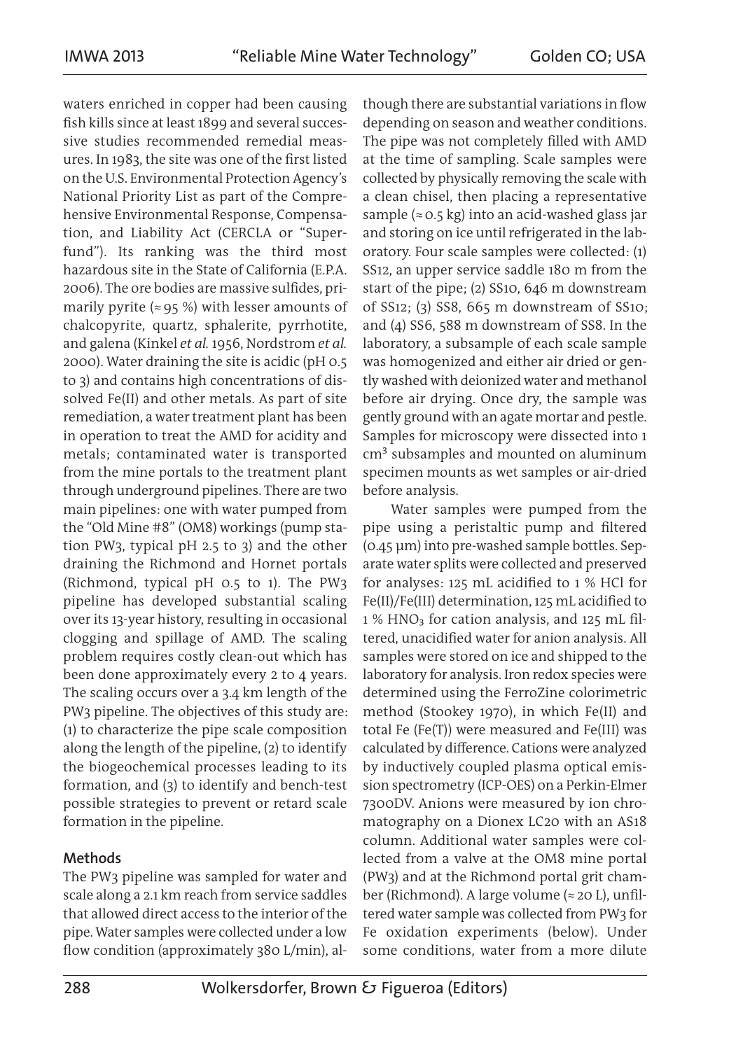waters enriched in copper had been causing fish kills since at least 1899 and several successive studies recommended remedial measures. In 1983, the site was one of the first listed on the U.S. Environmental Protection Agency's National Priority List as part of the Comprehensive Environmental Response, Compensation, and Liability Act (CERCLA or "Superfund"). Its ranking was the third most hazardous site in the State of California (E.P.A. 2006). The ore bodies are massive sulfides, primarily pyrite (≈ 95 %) with lesser amounts of chalcopyrite, quartz, sphalerite, pyrrhotite, and galena (Kinkel *et al.* 1956, Nordstrom *et al.* 2000). Water draining the site is acidic (pH 0.5 to 3) and contains high concentrations of dissolved Fe(II) and other metals. As part of site remediation, a water treatment plant has been in operation to treat the AMD for acidity and metals; contaminated water is transported from the mine portals to the treatment plant through underground pipelines. There are two main pipelines: one with water pumped from the "Old Mine #8" (OM8) workings (pump station PW3, typical pH 2.5 to 3) and the other draining the Richmond and Hornet portals (Richmond, typical pH 0.5 to 1). The PW3 pipeline has developed substantial scaling over its 13-year history, resulting in occasional clogging and spillage of AMD. The scaling problem requires costly clean-out which has been done approximately every 2 to 4 years. The scaling occurs over a 3.4 km length of the PW3 pipeline. The objectives of this study are: (1) to characterize the pipe scale composition along the length of the pipeline, (2) to identify the biogeochemical processes leading to its formation, and (3) to identify and bench-test possible strategies to prevent or retard scale formation in the pipeline.

## Methods

The PW3 pipeline was sampled for water and scale along a 2.1 km reach from service saddles that allowed direct access to the interior of the pipe. Water samples were collected under a low flow condition (approximately 380 L/min), although there are substantial variations in flow depending on season and weather conditions. The pipe was not completely filled with AMD at the time of sampling. Scale samples were collected by physically removing the scale with a clean chisel, then placing a representative sample (≈ 0.5 kg) into an acid-washed glass jar and storing on ice until refrigerated in the laboratory. Four scale samples were collected: (1) SS12, an upper service saddle 180 m from the start of the pipe; (2) SS10, 646 m downstream of SS12; (3) SS8, 665 m downstream of SS10; and (4) SS6, 588 m downstream of SS8. In the laboratory, a subsample of each scale sample was homogenized and either air dried or gently washed with deionized water and methanol before air drying. Once dry, the sample was gently ground with an agate mortar and pestle. Samples for microscopy were dissected into 1 $cm^3$ subsamples and mounted on aluminum specimen mounts as wet samples or air-dried before analysis.

Water samples were pumped from the pipe using a peristaltic pump and filtered (0.45 µm) into pre-washed sample bottles. Separate water splits were collected and preserved for analyses: 125 mL acidified to 1 % HCl for Fe(II)/Fe(III) determination, 125 mL acidified to 1 % $HNO_3$ for cation analysis, and 125 mL filtered, unacidified water for anion analysis. All samples were stored on ice and shipped to the laboratory for analysis. Iron redox species were determined using the FerroZine colorimetric method (Stookey 1970), in which Fe(II) and total Fe (Fe(T)) were measured and Fe(III) was calculated by difference. Cations were analyzed by inductively coupled plasma optical emission spectrometry (ICP-OES) on a Perkin-Elmer 7300DV. Anions were measured by ion chromatography on a Dionex LC20 with an AS18 column. Additional water samples were collected from a valve at the OM8 mine portal (PW3) and at the Richmond portal grit chamber (Richmond). A large volume (≈ 20 L), unfiltered water sample was collected from PW3 for Fe oxidation experiments (below). Under some conditions, water from a more dilute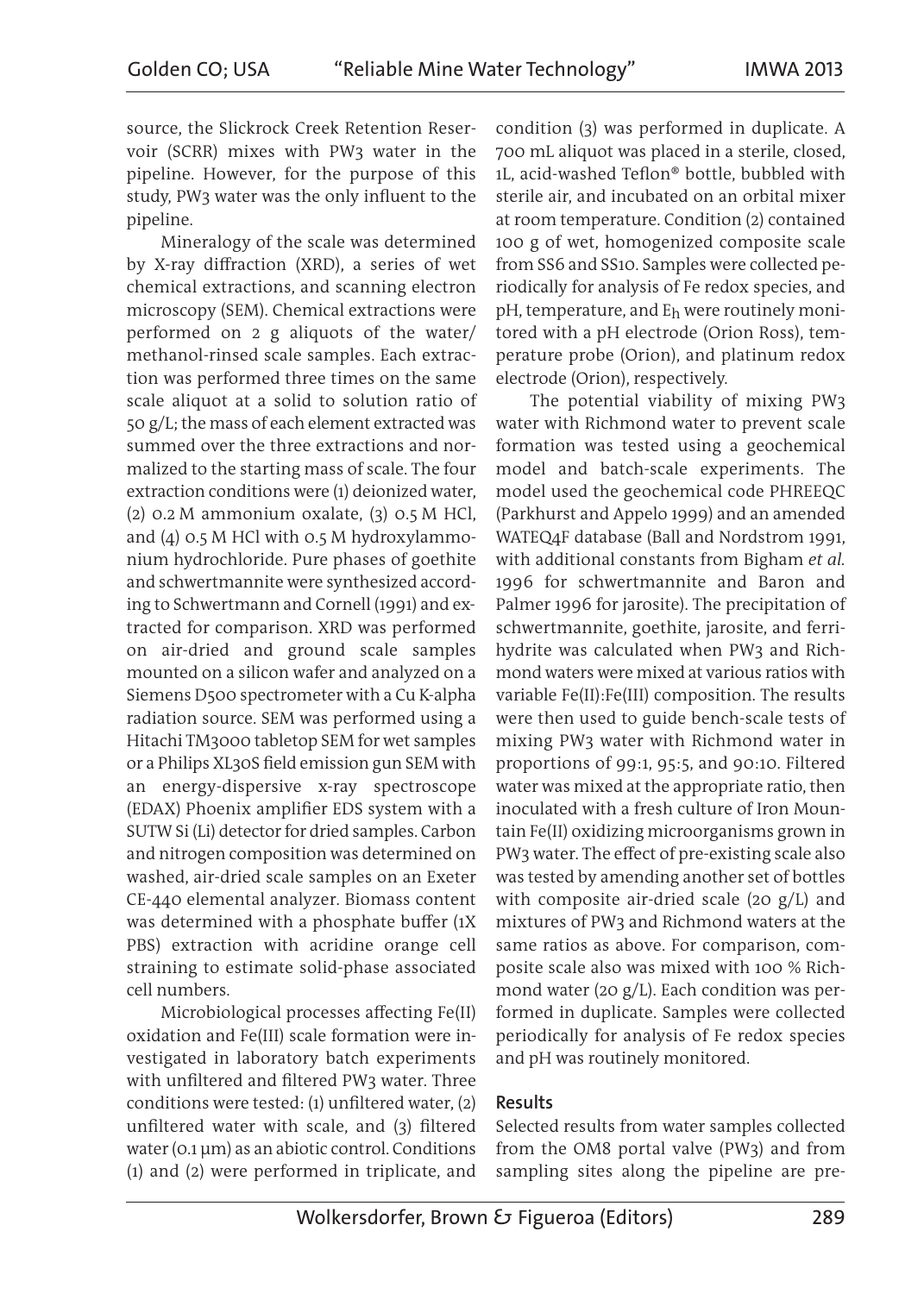source, the Slickrock Creek Retention Reservoir (SCRR) mixes with PW3 water in the pipeline. However, for the purpose of this study, PW3 water was the only influent to the pipeline.

Mineralogy of the scale was determined by X-ray diffraction (XRD), a series of wet chemical extractions, and scanning electron microscopy (SEM). Chemical extractions were performed on 2 g aliquots of the water/methanol-rinsed scale samples. Each extraction was performed three times on the same scale aliquot at a solid to solution ratio of 50 g/L; the mass of each element extracted was summed over the three extractions and normalized to the starting mass of scale. The four extraction conditions were (1) deionized water, (2) 0.2 M ammonium oxalate, (3) 0.5 M HCl, and (4) 0.5 M HCl with 0.5 M hydroxylammonium hydrochloride. Pure phases of goethite and schwertmannite were synthesized according to Schwertmann and Cornell (1991) and extracted for comparison. XRD was performed on air-dried and ground scale samples mounted on a silicon wafer and analyzed on a Siemens D500 spectrometer with a Cu K-alpha radiation source. SEM was performed using a Hitachi TM3000 tabletop SEM for wet samples or a Philips XL30S field emission gun SEM with an energy-dispersive x-ray spectroscope (EDAX) Phoenix amplifier EDS system with a SUTW Si (Li) detector for dried samples. Carbon and nitrogen composition was determined on washed, air-dried scale samples on an Exeter CE-440 elemental analyzer. Biomass content was determined with a phosphate buffer (1X PBS) extraction with acridine orange cell straining to estimate solid-phase associated cell numbers.

Microbiological processes affecting Fe(II) oxidation and Fe(III) scale formation were investigated in laboratory batch experiments with unfiltered and filtered PW3 water. Three conditions were tested: (1) unfiltered water, (2) unfiltered water with scale, and (3) filtered water (0.1 µm) as an abiotic control. Conditions (1) and (2) were performed in triplicate, and condition (3) was performed in duplicate. A 700 mL aliquot was placed in a sterile, closed, 1L, acid-washed Teflon® bottle, bubbled with sterile air, and incubated on an orbital mixer at room temperature. Condition (2) contained 100 g of wet, homogenized composite scale from SS6 and SS10. Samples were collected periodically for analysis of Fe redox species, and pH, temperature, and $E_h$ were routinely monitored with a pH electrode (Orion Ross), temperature probe (Orion), and platinum redox electrode (Orion), respectively.

The potential viability of mixing PW3 water with Richmond water to prevent scale formation was tested using a geochemical model and batch-scale experiments. The model used the geochemical code PHREEQC (Parkhurst and Appelo 1999) and an amended WATEQ4F database (Ball and Nordstrom 1991, with additional constants from Bigham *et al.* 1996 for schwertmannite and Baron and Palmer 1996 for jarosite). The precipitation of schwertmannite, goethite, jarosite, and ferrihydrite was calculated when PW3 and Richmond waters were mixed at various ratios with variable Fe(II):Fe(III) composition. The results were then used to guide bench-scale tests of mixing PW3 water with Richmond water in proportions of 99:1, 95:5, and 90:10. Filtered water was mixed at the appropriate ratio, then inoculated with a fresh culture of Iron Mountain Fe(II) oxidizing microorganisms grown in PW3 water. The effect of pre-existing scale also was tested by amending another set of bottles with composite air-dried scale (20 g/L) and mixtures of PW3 and Richmond waters at the same ratios as above. For comparison, composite scale also was mixed with 100 % Richmond water (20 g/L). Each condition was performed in duplicate. Samples were collected periodically for analysis of Fe redox species and pH was routinely monitored.

## Results

Selected results from water samples collected from the OM8 portal valve (PW3) and from sampling sites along the pipeline are pre-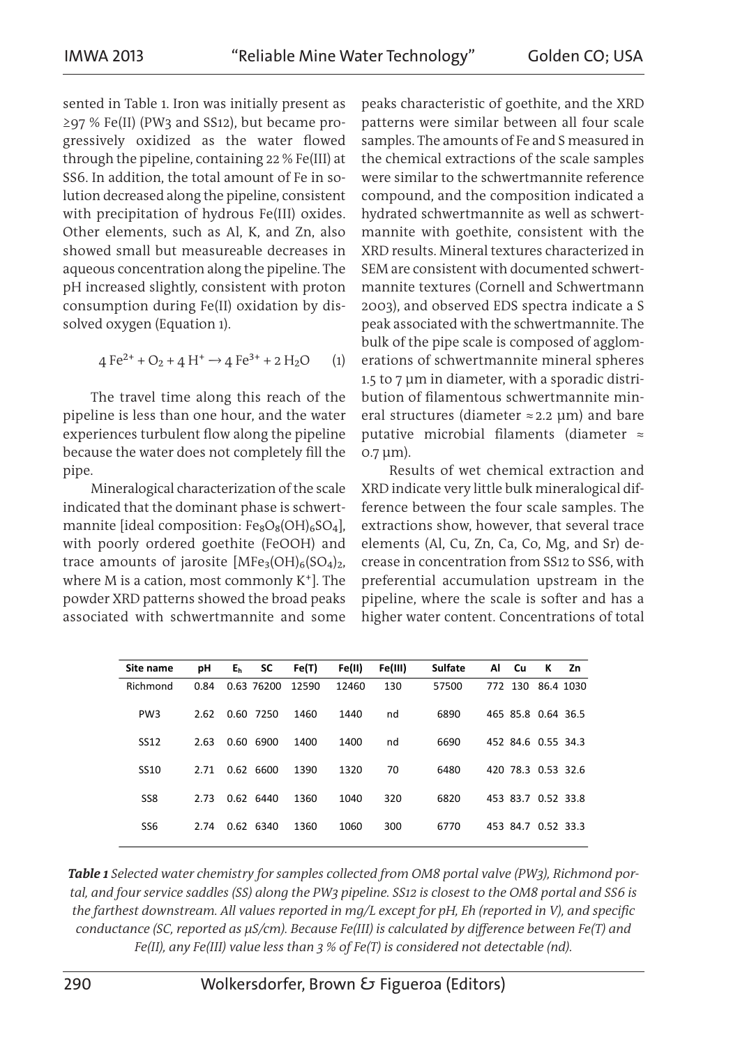sented in Table 1. Iron was initially present as ≥97 % Fe(II) (PW3 and SS12), but became progressively oxidized as the water flowed through the pipeline, containing 22 % Fe(III) at SS6. In addition, the total amount of Fe in solution decreased along the pipeline, consistent with precipitation of hydrous Fe(III) oxides. Other elements, such as Al, K, and Zn, also showed small but measureable decreases in aqueous concentration along the pipeline. The pH increased slightly, consistent with proton consumption during Fe(II) oxidation by dissolved oxygen (Equation 1).

$$4\,Fe^{2+} + O_2 + 4\,H^+ \rightarrow 4\,Fe^{3+} + 2\,H_2O \qquad (1)$$

The travel time along this reach of the pipeline is less than one hour, and the water experiences turbulent flow along the pipeline because the water does not completely fill the pipe.

Mineralogical characterization of the scale indicated that the dominant phase is schwertmannite [ideal composition: $Fe_8O_8(OH)_6SO_4$], with poorly ordered goethite (FeOOH) and trace amounts of jarosite [$MFe_3(OH)_6(SO_4)_2$, where M is a cation, most commonly $K^+$]. The powder XRD patterns showed the broad peaks associated with schwertmannite and some peaks characteristic of goethite, and the XRD patterns were similar between all four scale samples. The amounts of Fe and S measured in the chemical extractions of the scale samples were similar to the schwertmannite reference compound, and the composition indicated a hydrated schwertmannite as well as schwertmannite with goethite, consistent with the XRD results. Mineral textures characterized in SEM are consistent with documented schwertmannite textures (Cornell and Schwertmann 2003), and observed EDS spectra indicate a S peak associated with the schwertmannite. The bulk of the pipe scale is composed of agglomerations of schwertmannite mineral spheres 1.5 to 7 µm in diameter, with a sporadic distribution of filamentous schwertmannite mineral structures (diameter ≈ 2.2 µm) and bare putative microbial filaments (diameter ≈ 0.7 µm).

Results of wet chemical extraction and XRD indicate very little bulk mineralogical difference between the four scale samples. The extractions show, however, that several trace elements (Al, Cu, Zn, Ca, Co, Mg, and Sr) decrease in concentration from SS12 to SS6, with preferential accumulation upstream in the pipeline, where the scale is softer and has a higher water content. Concentrations of total

| Site name | pH | $E_h$ | SC | Fe(T) | Fe(II) | Fe(III) | Sulfate | Al | Cu | K | Zn |
|---|---|---|---|---|---|---|---|---|---|---|---|
| Richmond | 0.84 | 0.63 | 76200 | 12590 | 12460 | 130 | 57500 | 772 | 130 | 86.4 | 1030 |
| PW3 | 2.62 | 0.60 | 7250 | 1460 | 1440 | nd | 6890 | 465 | 85.8 | 0.64 | 36.5 |
| SS12 | 2.63 | 0.60 | 6900 | 1400 | 1400 | nd | 6690 | 452 | 84.6 | 0.55 | 34.3 |
| SS10 | 2.71 | 0.62 | 6600 | 1390 | 1320 | 70 | 6480 | 420 | 78.3 | 0.53 | 32.6 |
| SS8 | 2.73 | 0.62 | 6440 | 1360 | 1040 | 320 | 6820 | 453 | 83.7 | 0.52 | 33.8 |
| SS6 | 2.74 | 0.62 | 6340 | 1360 | 1060 | 300 | 6770 | 453 | 84.7 | 0.52 | 33.3 |

***Table 1*** *Selected water chemistry for samples collected from OM8 portal valve (PW3), Richmond portal, and four service saddles (SS) along the PW3 pipeline. SS12 is closest to the OM8 portal and SS6 is the farthest downstream. All values reported in mg/L except for pH, Eh (reported in V), and specific conductance (SC, reported as µS/cm). Because Fe(III) is calculated by difference between Fe(T) and Fe(II), any Fe(III) value less than 3 % of Fe(T) is considered not detectable (nd).*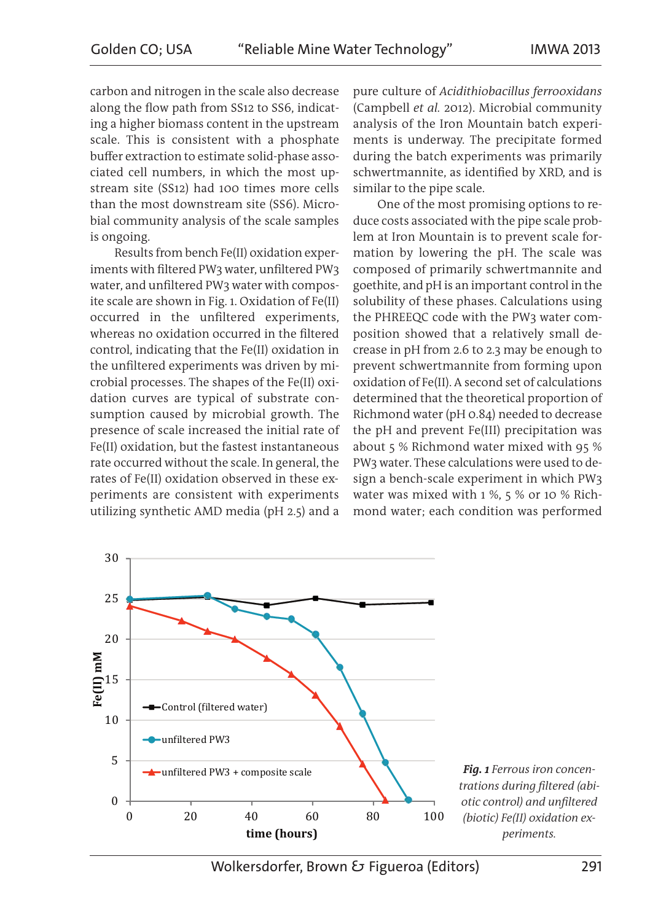carbon and nitrogen in the scale also decrease along the flow path from SS12 to SS6, indicating a higher biomass content in the upstream scale. This is consistent with a phosphate buffer extraction to estimate solid-phase associated cell numbers, in which the most upstream site (SS12) had 100 times more cells than the most downstream site (SS6). Microbial community analysis of the scale samples is ongoing.

Results from bench Fe(II) oxidation experiments with filtered PW3 water, unfiltered PW3 water, and unfiltered PW3 water with composite scale are shown in Fig. 1. Oxidation of Fe(II) occurred in the unfiltered experiments, whereas no oxidation occurred in the filtered control, indicating that the Fe(II) oxidation in the unfiltered experiments was driven by microbial processes. The shapes of the Fe(II) oxidation curves are typical of substrate consumption caused by microbial growth. The presence of scale increased the initial rate of Fe(II) oxidation, but the fastest instantaneous rate occurred without the scale. In general, the rates of Fe(II) oxidation observed in these experiments are consistent with experiments utilizing synthetic AMD media (pH 2.5) and a pure culture of *Acidithiobacillus ferrooxidans* (Campbell *et al.* 2012). Microbial community analysis of the Iron Mountain batch experiments is underway. The precipitate formed during the batch experiments was primarily schwertmannite, as identified by XRD, and is similar to the pipe scale.

One of the most promising options to reduce costs associated with the pipe scale problem at Iron Mountain is to prevent scale formation by lowering the pH. The scale was composed of primarily schwertmannite and goethite, and pH is an important control in the solubility of these phases. Calculations using the PHREEQC code with the PW3 water composition showed that a relatively small decrease in pH from 2.6 to 2.3 may be enough to prevent schwertmannite from forming upon oxidation of Fe(II). A second set of calculations determined that the theoretical proportion of Richmond water (pH 0.84) needed to decrease the pH and prevent Fe(III) precipitation was about 5 % Richmond water mixed with 95 % PW3 water. These calculations were used to design a bench-scale experiment in which PW3 water was mixed with 1 %, 5 % or 10 % Richmond water; each condition was performed

*Fig. 1 Ferrous iron concentrations during filtered (abiotic control) and unfiltered (biotic) Fe(II) oxidation experiments.*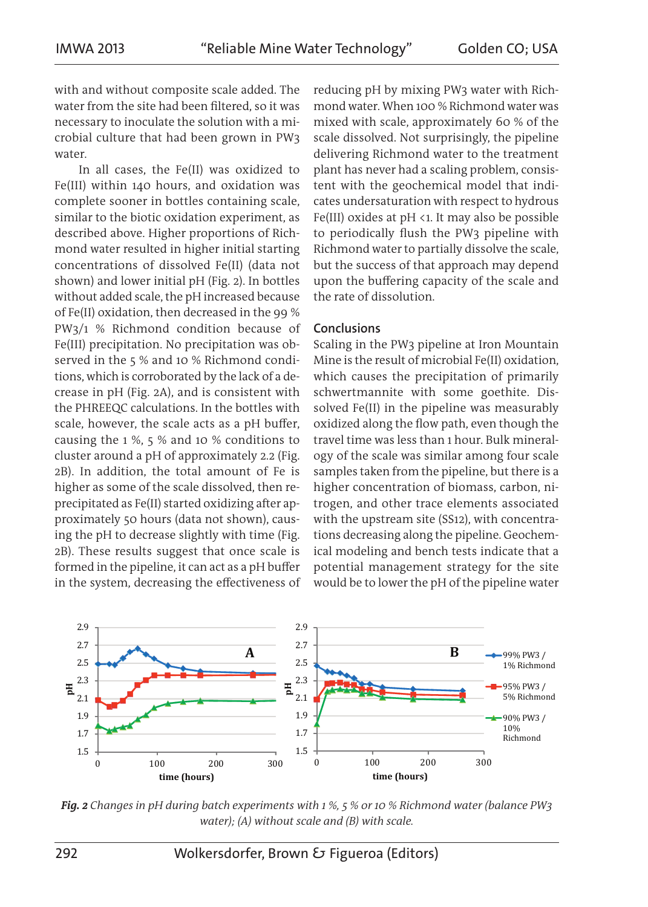with and without composite scale added. The water from the site had been filtered, so it was necessary to inoculate the solution with a microbial culture that had been grown in PW3 water.

In all cases, the Fe(II) was oxidized to Fe(III) within 140 hours, and oxidation was complete sooner in bottles containing scale, similar to the biotic oxidation experiment, as described above. Higher proportions of Richmond water resulted in higher initial starting concentrations of dissolved Fe(II) (data not shown) and lower initial pH (Fig. 2). In bottles without added scale, the pH increased because of Fe(II) oxidation, then decreased in the 99 % PW3/1 % Richmond condition because of Fe(III) precipitation. No precipitation was observed in the 5 % and 10 % Richmond conditions, which is corroborated by the lack of a decrease in pH (Fig. 2A), and is consistent with the PHREEQC calculations. In the bottles with scale, however, the scale acts as a pH buffer, causing the 1 %, 5 % and 10 % conditions to cluster around a pH of approximately 2.2 (Fig. 2B). In addition, the total amount of Fe is higher as some of the scale dissolved, then reprecipitated as Fe(II) started oxidizing after approximately 50 hours (data not shown), causing the pH to decrease slightly with time (Fig. 2B). These results suggest that once scale is formed in the pipeline, it can act as a pH buffer in the system, decreasing the effectiveness of reducing pH by mixing PW3 water with Richmond water. When 100 % Richmond water was mixed with scale, approximately 60 % of the scale dissolved. Not surprisingly, the pipeline delivering Richmond water to the treatment plant has never had a scaling problem, consistent with the geochemical model that indicates undersaturation with respect to hydrous Fe(III) oxides at pH <1. It may also be possible to periodically flush the PW3 pipeline with Richmond water to partially dissolve the scale, but the success of that approach may depend upon the buffering capacity of the scale and the rate of dissolution.

## Conclusions

Scaling in the PW3 pipeline at Iron Mountain Mine is the result of microbial Fe(II) oxidation, which causes the precipitation of primarily schwertmannite with some goethite. Dissolved Fe(II) in the pipeline was measurably oxidized along the flow path, even though the travel time was less than 1 hour. Bulk mineralogy of the scale was similar among four scale samples taken from the pipeline, but there is a higher concentration of biomass, carbon, nitrogen, and other trace elements associated with the upstream site (SS12), with concentrations decreasing along the pipeline. Geochemical modeling and bench tests indicate that a potential management strategy for the site would be to lower the pH of the pipeline water

*Fig. 2 Changes in pH during batch experiments with 1 %, 5 % or 10 % Richmond water (balance PW3 water); (A) without scale and (B) with scale.*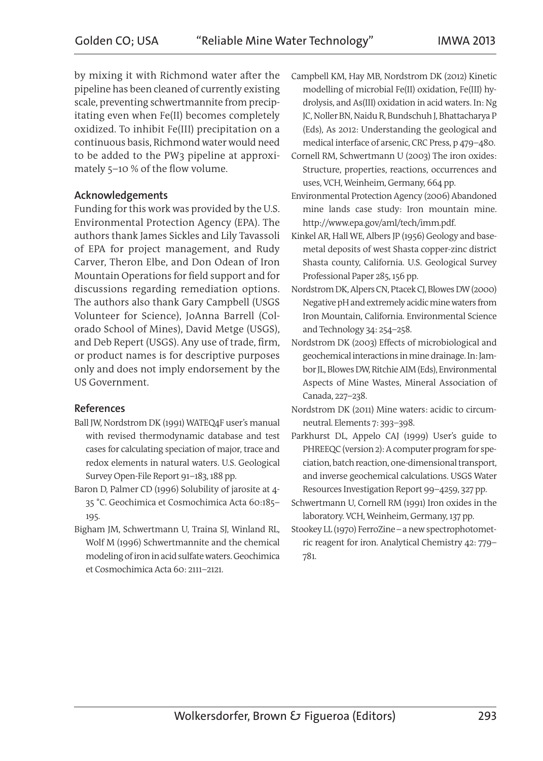by mixing it with Richmond water after the pipeline has been cleaned of currently existing scale, preventing schwertmannite from precipitating even when Fe(II) becomes completely oxidized. To inhibit Fe(III) precipitation on a continuous basis, Richmond water would need to be added to the PW3 pipeline at approximately 5–10 % of the flow volume.

## Acknowledgements

Funding for this work was provided by the U.S. Environmental Protection Agency (EPA). The authors thank James Sickles and Lily Tavassoli of EPA for project management, and Rudy Carver, Theron Elbe, and Don Odean of Iron Mountain Operations for field support and for discussions regarding remediation options. The authors also thank Gary Campbell (USGS Volunteer for Science), JoAnna Barrell (Colorado School of Mines), David Metge (USGS), and Deb Repert (USGS). Any use of trade, firm, or product names is for descriptive purposes only and does not imply endorsement by the US Government.

## References

Ball JW, Nordstrom DK (1991) WATEQ4F user's manual with revised thermodynamic database and test cases for calculating speciation of major, trace and redox elements in natural waters. U.S. Geological Survey Open-File Report 91–183, 188 pp.

Baron D, Palmer CD (1996) Solubility of jarosite at 4-35 °C. Geochimica et Cosmochimica Acta 60:185–195.

Bigham JM, Schwertmann U, Traina SJ, Winland RL, Wolf M (1996) Schwertmannite and the chemical modeling of iron in acid sulfate waters. Geochimica et Cosmochimica Acta 60: 2111–2121.

Campbell KM, Hay MB, Nordstrom DK (2012) Kinetic modelling of microbial Fe(II) oxidation, Fe(III) hydrolysis, and As(III) oxidation in acid waters. In: Ng JC, Noller BN, Naidu R, Bundschuh J, Bhattacharya P (Eds), As 2012: Understanding the geological and medical interface of arsenic, CRC Press, p 479–480.

Cornell RM, Schwertmann U (2003) The iron oxides: Structure, properties, reactions, occurrences and uses, VCH, Weinheim, Germany, 664 pp.

Environmental Protection Agency (2006) Abandoned mine lands case study: Iron mountain mine. http://www.epa.gov/aml/tech/imm.pdf.

Kinkel AR, Hall WE, Albers JP (1956) Geology and base-metal deposits of west Shasta copper-zinc district Shasta county, California. U.S. Geological Survey Professional Paper 285, 156 pp.

Nordstrom DK, Alpers CN, Ptacek CJ, Blowes DW (2000) Negative pH and extremely acidic mine waters from Iron Mountain, California. Environmental Science and Technology 34: 254–258.

Nordstrom DK (2003) Effects of microbiological and geochemical interactions in mine drainage. In: Jambor JL, Blowes DW, Ritchie AIM (Eds), Environmental Aspects of Mine Wastes, Mineral Association of Canada, 227–238.

Nordstrom DK (2011) Mine waters: acidic to circumneutral. Elements 7: 393–398.

Parkhurst DL, Appelo CAJ (1999) User's guide to PHREEQC (version 2): A computer program for speciation, batch reaction, one-dimensional transport, and inverse geochemical calculations. USGS Water Resources Investigation Report 99–4259, 327 pp.

Schwertmann U, Cornell RM (1991) Iron oxides in the laboratory. VCH, Weinheim, Germany, 137 pp.

Stookey LL (1970) FerroZine – a new spectrophotometric reagent for iron. Analytical Chemistry 42: 779–781.